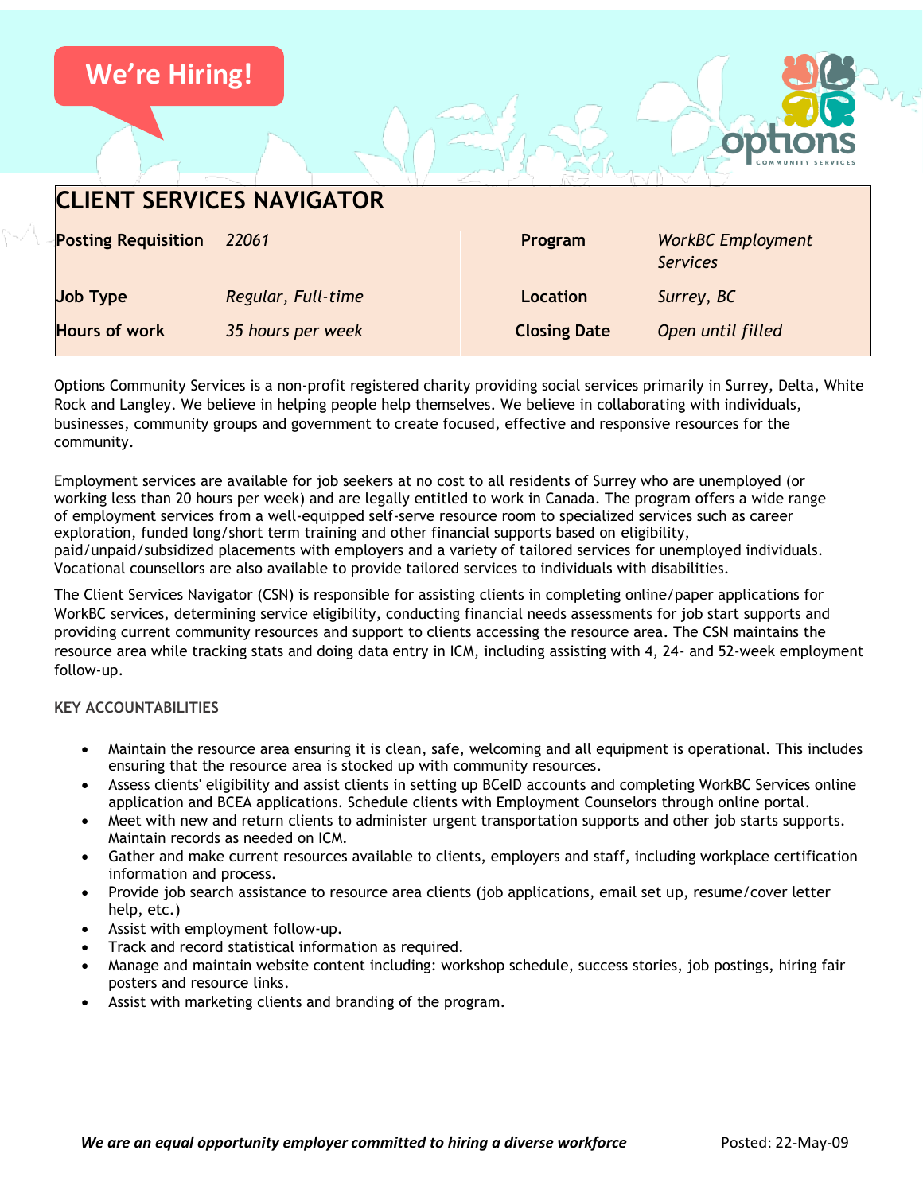We're Hiring!

# CLIENT SERVICES NAVIGATOR

| Posting Requisition | *22061* | Program | *WorkBC Employment Services* |
|---|---|---|---|
| Job Type | *Regular, Full-time* | Location | *Surrey, BC* |
| Hours of work | *35 hours per week* | Closing Date | *Open until filled* |

Options Community Services is a non-profit registered charity providing social services primarily in Surrey, Delta, White Rock and Langley. We believe in helping people help themselves. We believe in collaborating with individuals, businesses, community groups and government to create focused, effective and responsive resources for the community.

Employment services are available for job seekers at no cost to all residents of Surrey who are unemployed (or working less than 20 hours per week) and are legally entitled to work in Canada. The program offers a wide range of employment services from a well-equipped self-serve resource room to specialized services such as career exploration, funded long/short term training and other financial supports based on eligibility, paid/unpaid/subsidized placements with employers and a variety of tailored services for unemployed individuals. Vocational counsellors are also available to provide tailored services to individuals with disabilities.

The Client Services Navigator (CSN) is responsible for assisting clients in completing online/paper applications for WorkBC services, determining service eligibility, conducting financial needs assessments for job start supports and providing current community resources and support to clients accessing the resource area. The CSN maintains the resource area while tracking stats and doing data entry in ICM, including assisting with 4, 24- and 52-week employment follow-up.

## KEY ACCOUNTABILITIES

- Maintain the resource area ensuring it is clean, safe, welcoming and all equipment is operational. This includes ensuring that the resource area is stocked up with community resources.
- Assess clients' eligibility and assist clients in setting up BCeID accounts and completing WorkBC Services online application and BCEA applications. Schedule clients with Employment Counselors through online portal.
- Meet with new and return clients to administer urgent transportation supports and other job starts supports. Maintain records as needed on ICM.
- Gather and make current resources available to clients, employers and staff, including workplace certification information and process.
- Provide job search assistance to resource area clients (job applications, email set up, resume/cover letter help, etc.)
- Assist with employment follow-up.
- Track and record statistical information as required.
- Manage and maintain website content including: workshop schedule, success stories, job postings, hiring fair posters and resource links.
- Assist with marketing clients and branding of the program.

***We are an equal opportunity employer committed to hiring a diverse workforce***

Posted: 22-May-09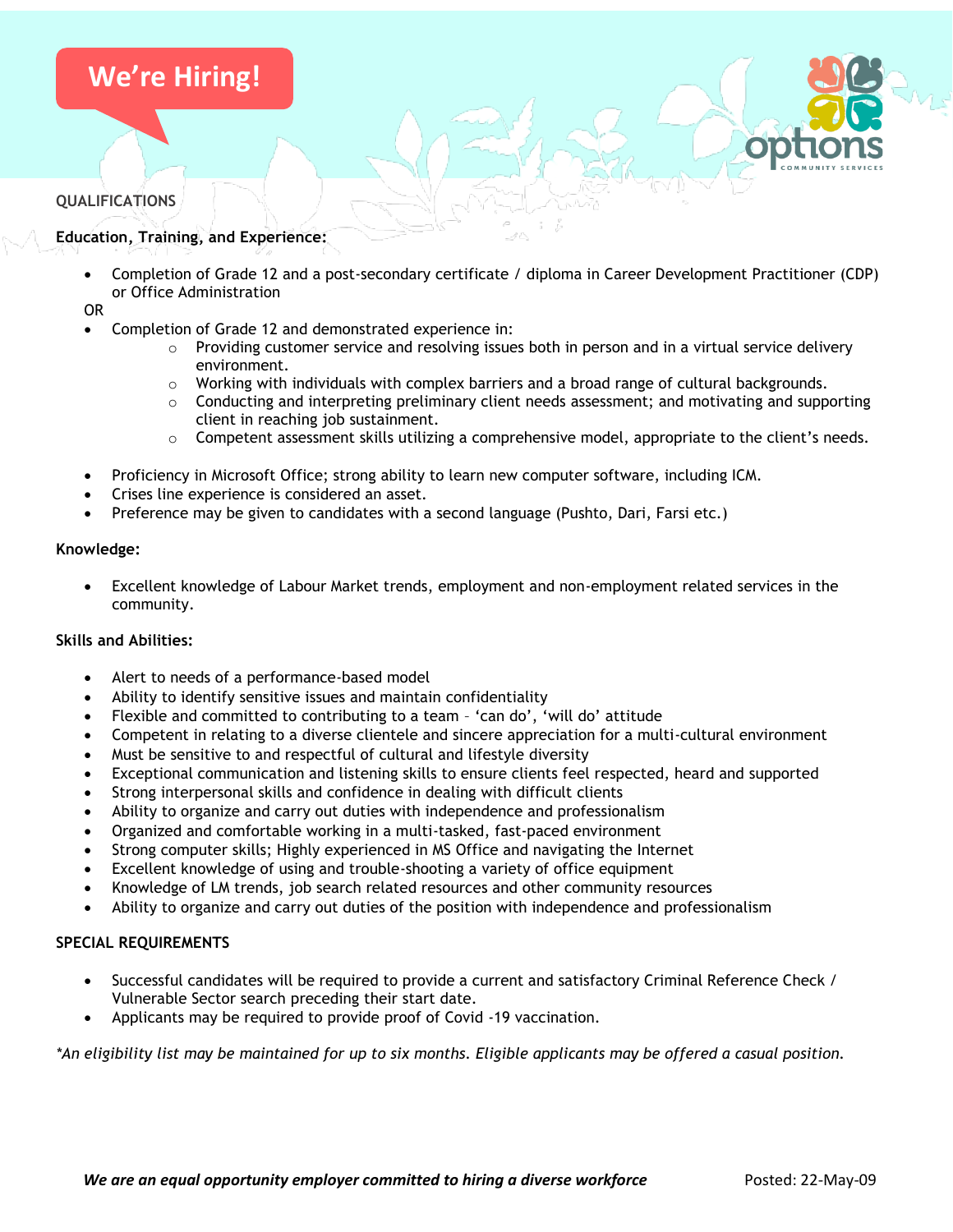We're Hiring!

## QUALIFICATIONS

**Education, Training, and Experience:**

- Completion of Grade 12 and a post-secondary certificate / diploma in Career Development Practitioner (CDP) or Office Administration

OR

- Completion of Grade 12 and demonstrated experience in:
  - Providing customer service and resolving issues both in person and in a virtual service delivery environment.
  - Working with individuals with complex barriers and a broad range of cultural backgrounds.
  - Conducting and interpreting preliminary client needs assessment; and motivating and supporting client in reaching job sustainment.
  - Competent assessment skills utilizing a comprehensive model, appropriate to the client's needs.

- Proficiency in Microsoft Office; strong ability to learn new computer software, including ICM.
- Crises line experience is considered an asset.
- Preference may be given to candidates with a second language (Pushto, Dari, Farsi etc.)

**Knowledge:**

- Excellent knowledge of Labour Market trends, employment and non-employment related services in the community.

**Skills and Abilities:**

- Alert to needs of a performance-based model
- Ability to identify sensitive issues and maintain confidentiality
- Flexible and committed to contributing to a team – 'can do', 'will do' attitude
- Competent in relating to a diverse clientele and sincere appreciation for a multi-cultural environment
- Must be sensitive to and respectful of cultural and lifestyle diversity
- Exceptional communication and listening skills to ensure clients feel respected, heard and supported
- Strong interpersonal skills and confidence in dealing with difficult clients
- Ability to organize and carry out duties with independence and professionalism
- Organized and comfortable working in a multi-tasked, fast-paced environment
- Strong computer skills; Highly experienced in MS Office and navigating the Internet
- Excellent knowledge of using and trouble-shooting a variety of office equipment
- Knowledge of LM trends, job search related resources and other community resources
- Ability to organize and carry out duties of the position with independence and professionalism

## SPECIAL REQUIREMENTS

- Successful candidates will be required to provide a current and satisfactory Criminal Reference Check / Vulnerable Sector search preceding their start date.
- Applicants may be required to provide proof of Covid -19 vaccination.

*\*An eligibility list may be maintained for up to six months. Eligible applicants may be offered a casual position.*

***We are an equal opportunity employer committed to hiring a diverse workforce*** Posted: 22-May-09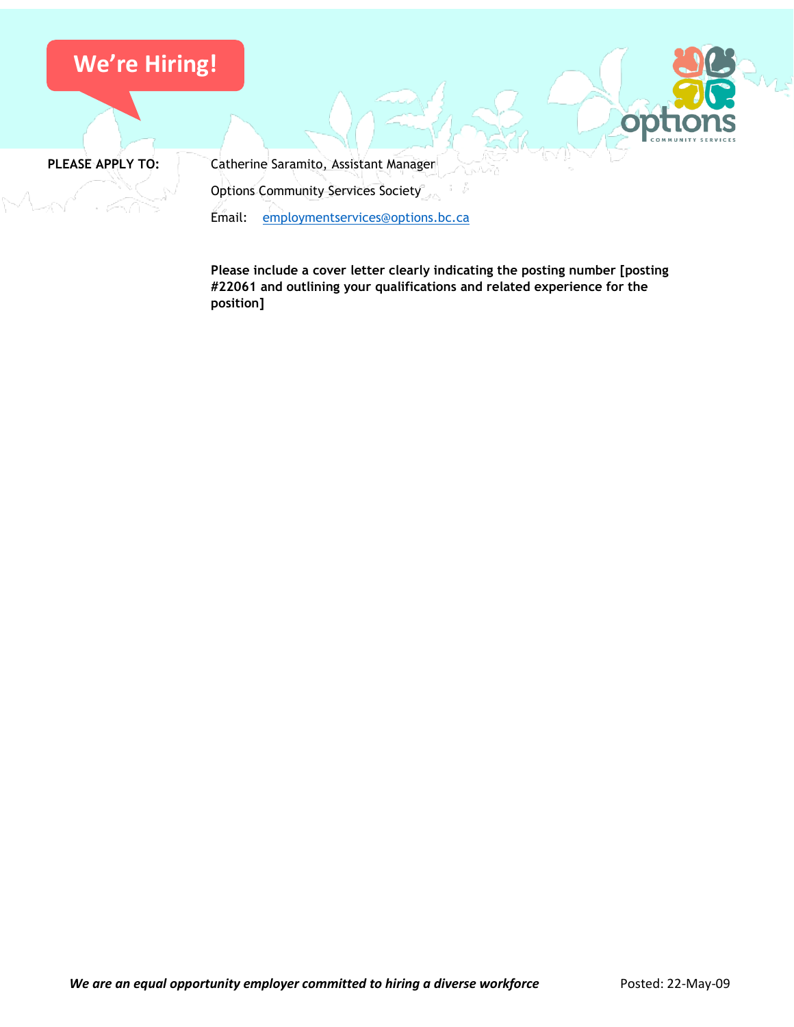We're Hiring!

**PLEASE APPLY TO:** Catherine Saramito, Assistant Manager

Options Community Services Society

Email: employmentservices@options.bc.ca

**Please include a cover letter clearly indicating the posting number [posting #22061 and outlining your qualifications and related experience for the position]**

***We are an equal opportunity employer committed to hiring a diverse workforce***

Posted: 22-May-09